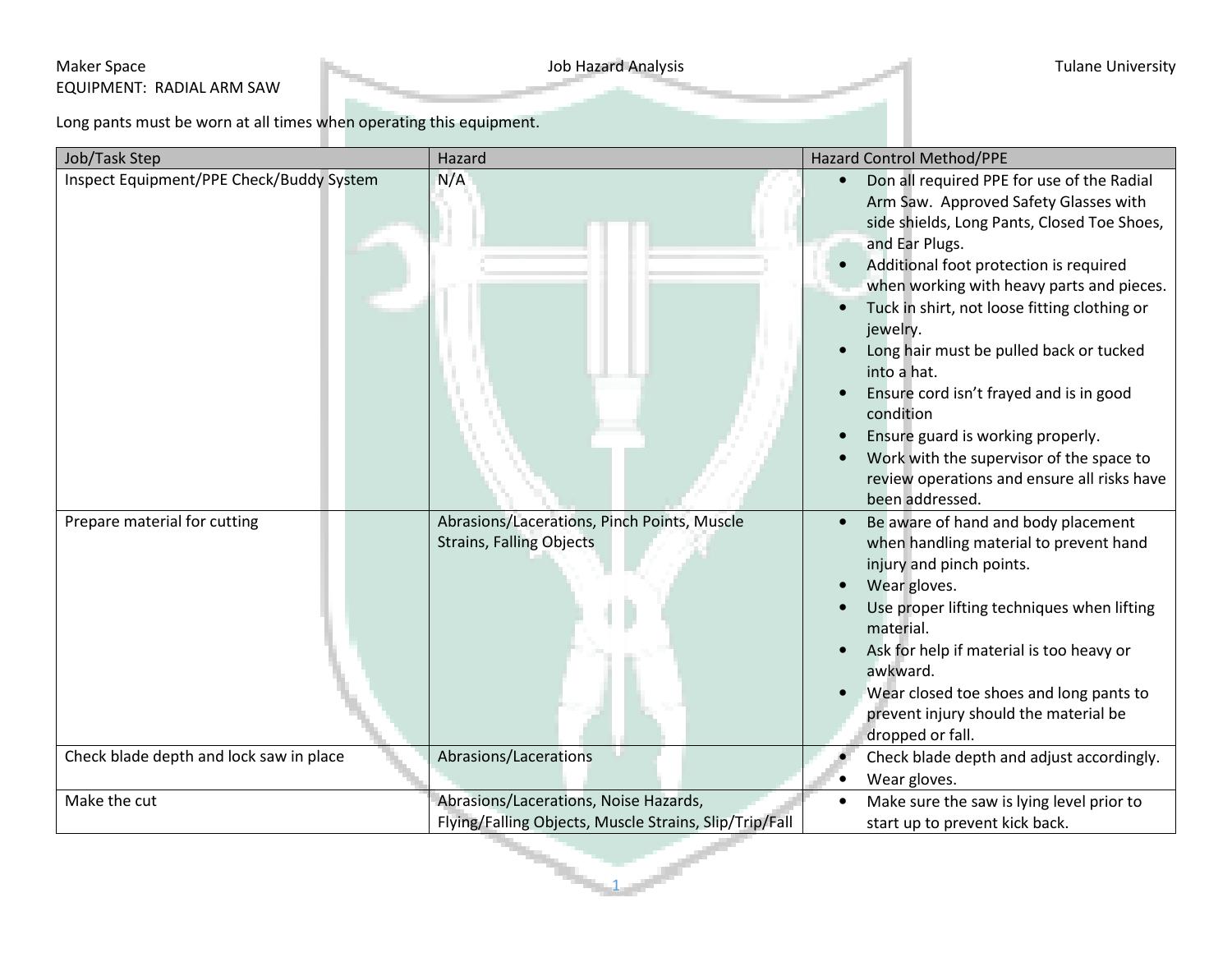Maker Space

EQUIPMENT: RADIAL ARM SAW

# Job Hazard Analysis

Tulane University

Long pants must be worn at all times when operating this equipment.

| Job/Task Step | Hazard | Hazard Control Method/PPE |
|---|---|---|
| Inspect Equipment/PPE Check/Buddy System | N/A | • Don all required PPE for use of the Radial Arm Saw. Approved Safety Glasses with side shields, Long Pants, Closed Toe Shoes, and Ear Plugs.<br>• Additional foot protection is required when working with heavy parts and pieces.<br>• Tuck in shirt, not loose fitting clothing or jewelry.<br>• Long hair must be pulled back or tucked into a hat.<br>• Ensure cord isn't frayed and is in good condition<br>• Ensure guard is working properly.<br>• Work with the supervisor of the space to review operations and ensure all risks have been addressed. |
| Prepare material for cutting | Abrasions/Lacerations, Pinch Points, Muscle Strains, Falling Objects | • Be aware of hand and body placement when handling material to prevent hand injury and pinch points.<br>• Wear gloves.<br>• Use proper lifting techniques when lifting material.<br>• Ask for help if material is too heavy or awkward.<br>• Wear closed toe shoes and long pants to prevent injury should the material be dropped or fall. |
| Check blade depth and lock saw in place | Abrasions/Lacerations | • Check blade depth and adjust accordingly.<br>• Wear gloves. |
| Make the cut | Abrasions/Lacerations, Noise Hazards, Flying/Falling Objects, Muscle Strains, Slip/Trip/Fall | • Make sure the saw is lying level prior to start up to prevent kick back. |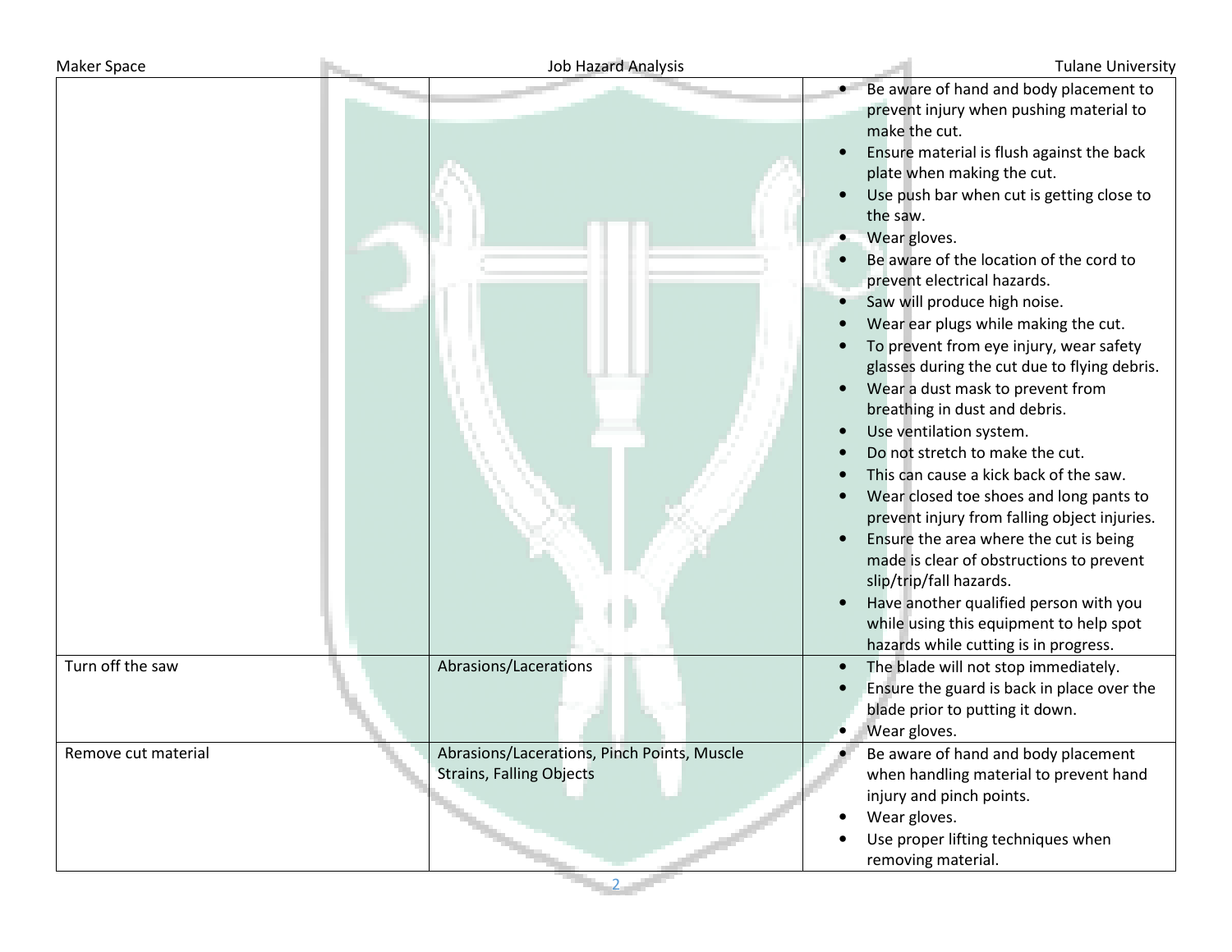| | | |
|---|---|---|
| | | • Be aware of hand and body placement to prevent injury when pushing material to make the cut.<br>• Ensure material is flush against the back plate when making the cut.<br>• Use push bar when cut is getting close to the saw.<br>• Wear gloves.<br>• Be aware of the location of the cord to prevent electrical hazards.<br>• Saw will produce high noise.<br>• Wear ear plugs while making the cut.<br>• To prevent from eye injury, wear safety glasses during the cut due to flying debris.<br>• Wear a dust mask to prevent from breathing in dust and debris.<br>• Use ventilation system.<br>• Do not stretch to make the cut.<br>• This can cause a kick back of the saw.<br>• Wear closed toe shoes and long pants to prevent injury from falling object injuries.<br>• Ensure the area where the cut is being made is clear of obstructions to prevent slip/trip/fall hazards.<br>• Have another qualified person with you while using this equipment to help spot hazards while cutting is in progress. |
| Turn off the saw | Abrasions/Lacerations | • The blade will not stop immediately.<br>• Ensure the guard is back in place over the blade prior to putting it down.<br>• Wear gloves. |
| Remove cut material | Abrasions/Lacerations, Pinch Points, Muscle Strains, Falling Objects | • Be aware of hand and body placement when handling material to prevent hand injury and pinch points.<br>• Wear gloves.<br>• Use proper lifting techniques when removing material. |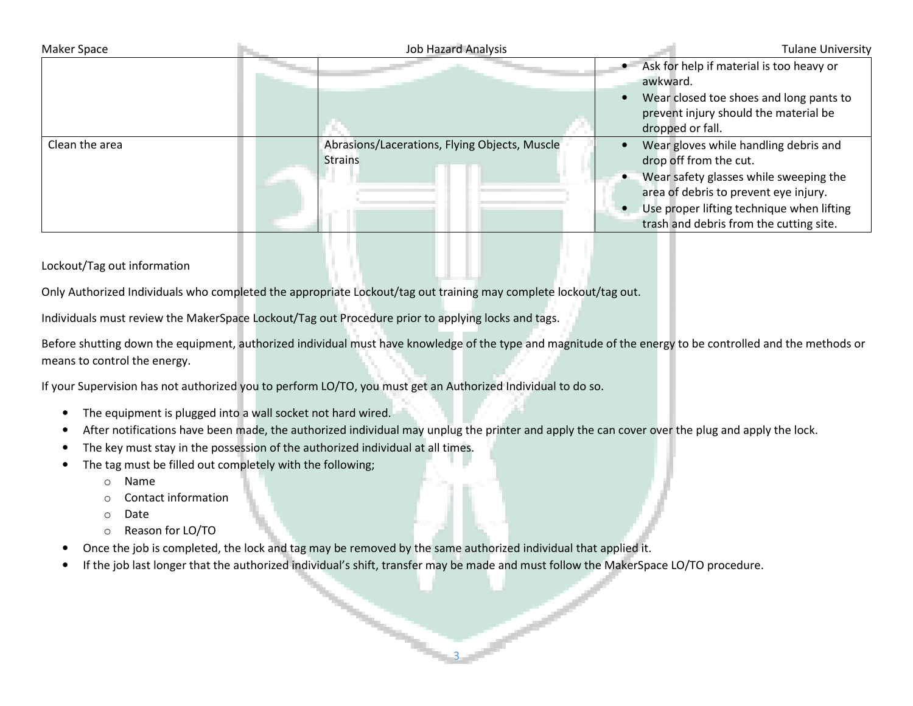| | | |
|---|---|---|
| | | • Ask for help if material is too heavy or awkward.<br>• Wear closed toe shoes and long pants to prevent injury should the material be dropped or fall. |
| Clean the area | Abrasions/Lacerations, Flying Objects, Muscle Strains | • Wear gloves while handling debris and drop off from the cut.<br>• Wear safety glasses while sweeping the area of debris to prevent eye injury.<br>• Use proper lifting technique when lifting trash and debris from the cutting site. |

Lockout/Tag out information

Only Authorized Individuals who completed the appropriate Lockout/tag out training may complete lockout/tag out.

Individuals must review the MakerSpace Lockout/Tag out Procedure prior to applying locks and tags.

Before shutting down the equipment, authorized individual must have knowledge of the type and magnitude of the energy to be controlled and the methods or means to control the energy.

If your Supervision has not authorized you to perform LO/TO, you must get an Authorized Individual to do so.

- The equipment is plugged into a wall socket not hard wired.
- After notifications have been made, the authorized individual may unplug the printer and apply the can cover over the plug and apply the lock.
- The key must stay in the possession of the authorized individual at all times.
- The tag must be filled out completely with the following;
  - Name
  - Contact information
  - Date
  - Reason for LO/TO
- Once the job is completed, the lock and tag may be removed by the same authorized individual that applied it.
- If the job last longer that the authorized individual's shift, transfer may be made and must follow the MakerSpace LO/TO procedure.